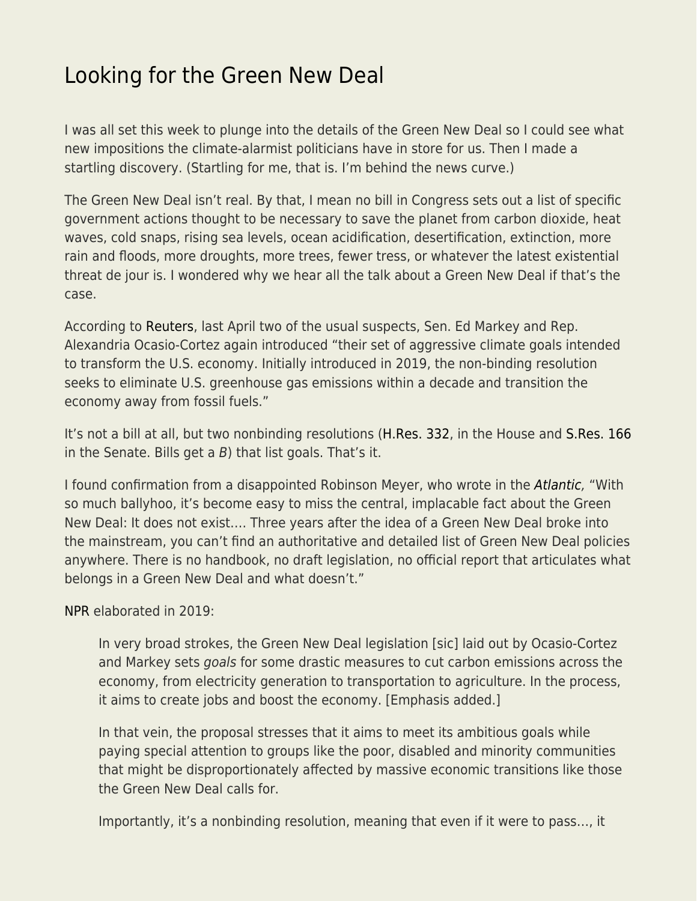# Looking for the Green New Deal

I was all set this week to plunge into the details of the Green New Deal so I could see what new impositions the climate-alarmist politicians have in store for us. Then I made a startling discovery. (Startling for me, that is. I'm behind the news curve.)

The Green New Deal isn't real. By that, I mean no bill in Congress sets out a list of specific government actions thought to be necessary to save the planet from carbon dioxide, heat waves, cold snaps, rising sea levels, ocean acidification, desertification, extinction, more rain and floods, more droughts, more trees, fewer tress, or whatever the latest existential threat de jour is. I wondered why we hear all the talk about a Green New Deal if that's the case.

According to Reuters, last April two of the usual suspects, Sen. Ed Markey and Rep. Alexandria Ocasio-Cortez again introduced "their set of aggressive climate goals intended to transform the U.S. economy. Initially introduced in 2019, the non-binding resolution seeks to eliminate U.S. greenhouse gas emissions within a decade and transition the economy away from fossil fuels."

It's not a bill at all, but two nonbinding resolutions (H.Res. 332, in the House and S.Res. 166 in the Senate. Bills get a *B*) that list goals. That's it.

I found confirmation from a disappointed Robinson Meyer, who wrote in the *Atlantic,* "With so much ballyhoo, it's become easy to miss the central, implacable fact about the Green New Deal: It does not exist…. Three years after the idea of a Green New Deal broke into the mainstream, you can't find an authoritative and detailed list of Green New Deal policies anywhere. There is no handbook, no draft legislation, no official report that articulates what belongs in a Green New Deal and what doesn't."

NPR elaborated in 2019:

> In very broad strokes, the Green New Deal legislation [sic] laid out by Ocasio-Cortez and Markey sets *goals* for some drastic measures to cut carbon emissions across the economy, from electricity generation to transportation to agriculture. In the process, it aims to create jobs and boost the economy. [Emphasis added.]
>
> In that vein, the proposal stresses that it aims to meet its ambitious goals while paying special attention to groups like the poor, disabled and minority communities that might be disproportionately affected by massive economic transitions like those the Green New Deal calls for.
>
> Importantly, it's a nonbinding resolution, meaning that even if it were to pass…, it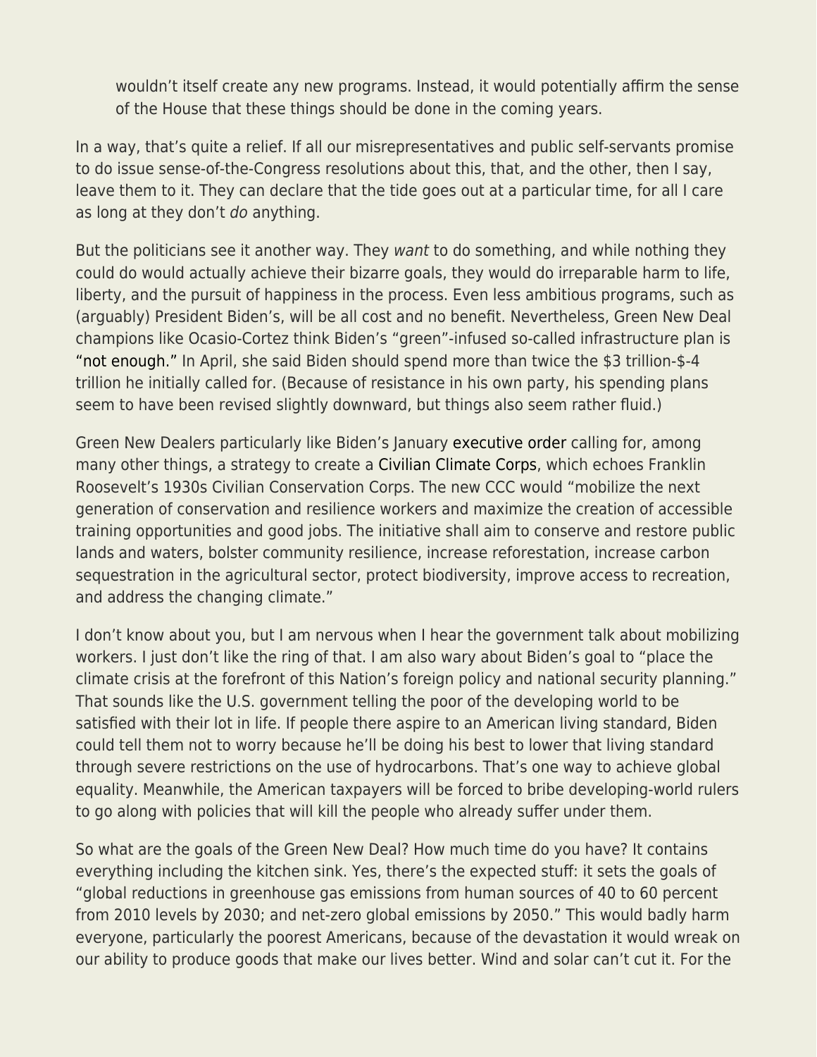> wouldn't itself create any new programs. Instead, it would potentially affirm the sense of the House that these things should be done in the coming years.

In a way, that's quite a relief. If all our misrepresentatives and public self-servants promise to do issue sense-of-the-Congress resolutions about this, that, and the other, then I say, leave them to it. They can declare that the tide goes out at a particular time, for all I care as long at they don't *do* anything.

But the politicians see it another way. They *want* to do something, and while nothing they could do would actually achieve their bizarre goals, they would do irreparable harm to life, liberty, and the pursuit of happiness in the process. Even less ambitious programs, such as (arguably) President Biden's, will be all cost and no benefit. Nevertheless, Green New Deal champions like Ocasio-Cortez think Biden's "green"-infused so-called infrastructure plan is "not enough." In April, she said Biden should spend more than twice the $3 trillion-$-4 trillion he initially called for. (Because of resistance in his own party, his spending plans seem to have been revised slightly downward, but things also seem rather fluid.)

Green New Dealers particularly like Biden's January executive order calling for, among many other things, a strategy to create a Civilian Climate Corps, which echoes Franklin Roosevelt's 1930s Civilian Conservation Corps. The new CCC would "mobilize the next generation of conservation and resilience workers and maximize the creation of accessible training opportunities and good jobs. The initiative shall aim to conserve and restore public lands and waters, bolster community resilience, increase reforestation, increase carbon sequestration in the agricultural sector, protect biodiversity, improve access to recreation, and address the changing climate."

I don't know about you, but I am nervous when I hear the government talk about mobilizing workers. I just don't like the ring of that. I am also wary about Biden's goal to "place the climate crisis at the forefront of this Nation's foreign policy and national security planning." That sounds like the U.S. government telling the poor of the developing world to be satisfied with their lot in life. If people there aspire to an American living standard, Biden could tell them not to worry because he'll be doing his best to lower that living standard through severe restrictions on the use of hydrocarbons. That's one way to achieve global equality. Meanwhile, the American taxpayers will be forced to bribe developing-world rulers to go along with policies that will kill the people who already suffer under them.

So what are the goals of the Green New Deal? How much time do you have? It contains everything including the kitchen sink. Yes, there's the expected stuff: it sets the goals of "global reductions in greenhouse gas emissions from human sources of 40 to 60 percent from 2010 levels by 2030; and net-zero global emissions by 2050." This would badly harm everyone, particularly the poorest Americans, because of the devastation it would wreak on our ability to produce goods that make our lives better. Wind and solar can't cut it. For the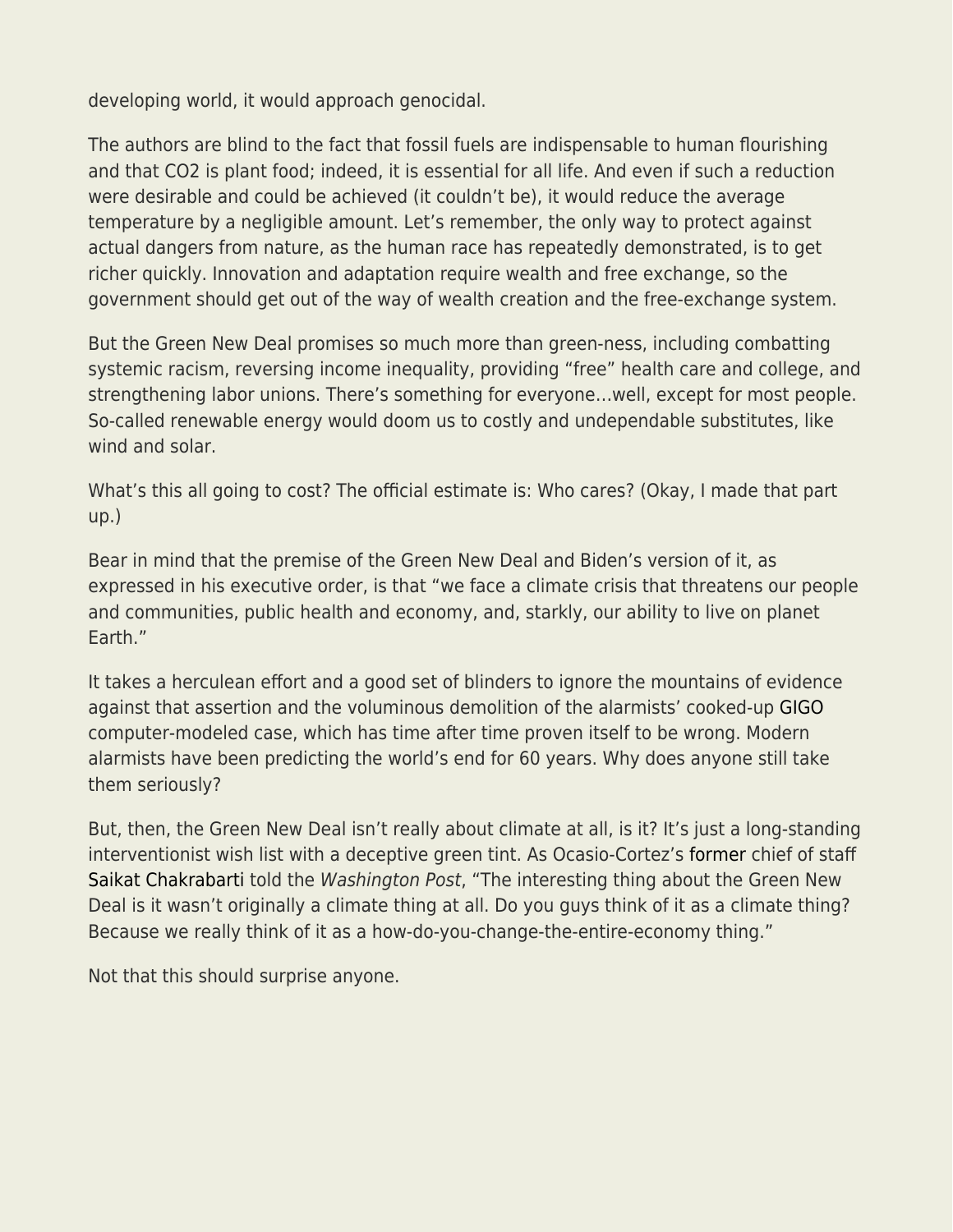developing world, it would approach genocidal.

The authors are blind to the fact that fossil fuels are indispensable to human flourishing and that $CO_2$ is plant food; indeed, it is essential for all life. And even if such a reduction were desirable and could be achieved (it couldn't be), it would reduce the average temperature by a negligible amount. Let's remember, the only way to protect against actual dangers from nature, as the human race has repeatedly demonstrated, is to get richer quickly. Innovation and adaptation require wealth and free exchange, so the government should get out of the way of wealth creation and the free-exchange system.

But the Green New Deal promises so much more than green-ness, including combatting systemic racism, reversing income inequality, providing "free" health care and college, and strengthening labor unions. There's something for everyone…well, except for most people. So-called renewable energy would doom us to costly and undependable substitutes, like wind and solar.

What's this all going to cost? The official estimate is: Who cares? (Okay, I made that part up.)

Bear in mind that the premise of the Green New Deal and Biden's version of it, as expressed in his executive order, is that "we face a climate crisis that threatens our people and communities, public health and economy, and, starkly, our ability to live on planet Earth."

It takes a herculean effort and a good set of blinders to ignore the mountains of evidence against that assertion and the voluminous demolition of the alarmists' cooked-up GIGO computer-modeled case, which has time after time proven itself to be wrong. Modern alarmists have been predicting the world's end for 60 years. Why does anyone still take them seriously?

But, then, the Green New Deal isn't really about climate at all, is it? It's just a long-standing interventionist wish list with a deceptive green tint. As Ocasio-Cortez's former chief of staff Saikat Chakrabarti told the *Washington Post*, "The interesting thing about the Green New Deal is it wasn't originally a climate thing at all. Do you guys think of it as a climate thing? Because we really think of it as a how-do-you-change-the-entire-economy thing."

Not that this should surprise anyone.